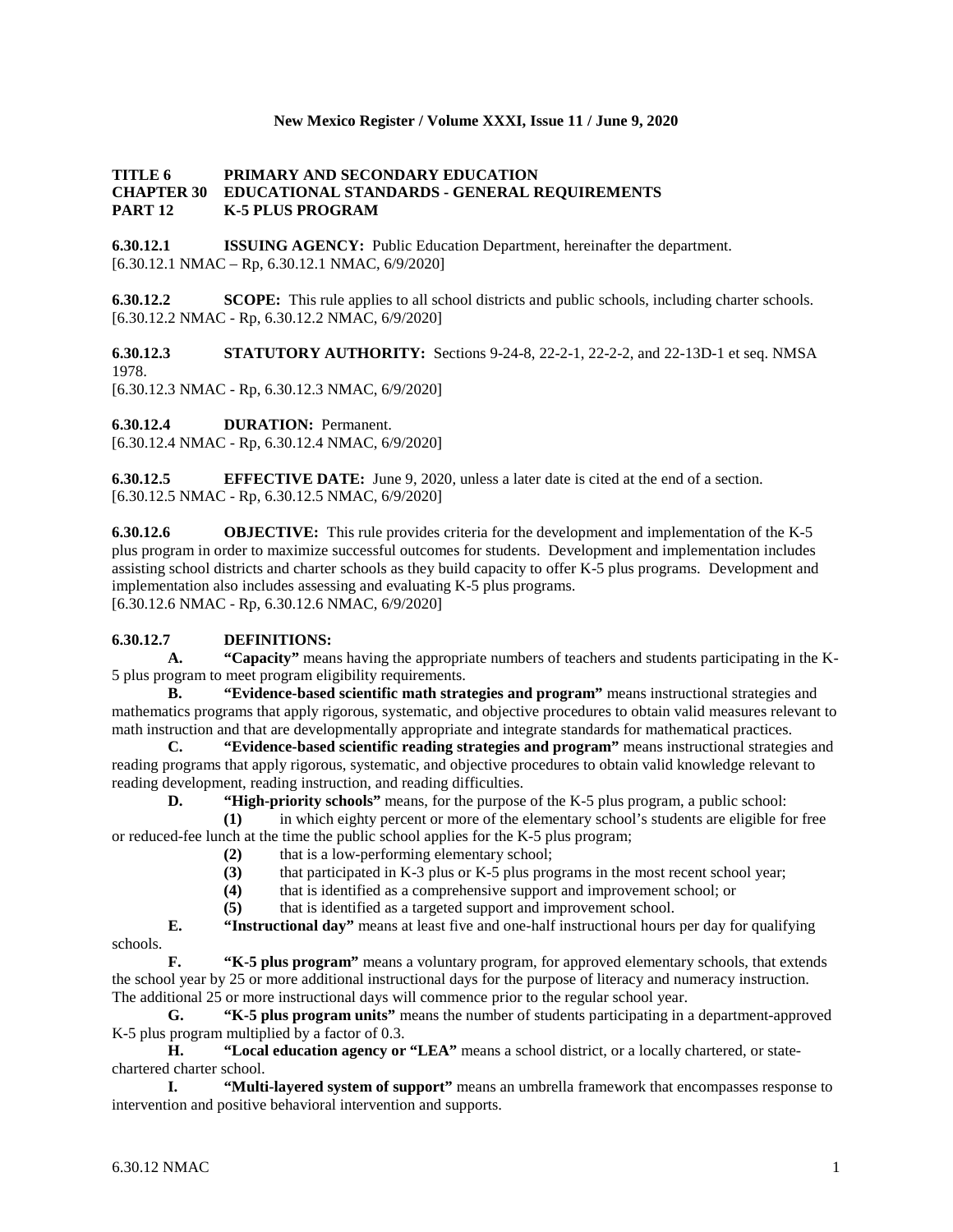**New Mexico Register / Volume XXXI, Issue 11 / June 9, 2020**

**TITLE 6 PRIMARY AND SECONDARY EDUCATION**
**CHAPTER 30 EDUCATIONAL STANDARDS - GENERAL REQUIREMENTS**
**PART 12 K-5 PLUS PROGRAM**

**6.30.12.1 ISSUING AGENCY:** Public Education Department, hereinafter the department.
[6.30.12.1 NMAC – Rp, 6.30.12.1 NMAC, 6/9/2020]

**6.30.12.2 SCOPE:** This rule applies to all school districts and public schools, including charter schools.
[6.30.12.2 NMAC - Rp, 6.30.12.2 NMAC, 6/9/2020]

**6.30.12.3 STATUTORY AUTHORITY:** Sections 9-24-8, 22-2-1, 22-2-2, and 22-13D-1 et seq. NMSA 1978.
[6.30.12.3 NMAC - Rp, 6.30.12.3 NMAC, 6/9/2020]

**6.30.12.4 DURATION:** Permanent.
[6.30.12.4 NMAC - Rp, 6.30.12.4 NMAC, 6/9/2020]

**6.30.12.5 EFFECTIVE DATE:** June 9, 2020, unless a later date is cited at the end of a section.
[6.30.12.5 NMAC - Rp, 6.30.12.5 NMAC, 6/9/2020]

**6.30.12.6 OBJECTIVE:** This rule provides criteria for the development and implementation of the K-5 plus program in order to maximize successful outcomes for students. Development and implementation includes assisting school districts and charter schools as they build capacity to offer K-5 plus programs. Development and implementation also includes assessing and evaluating K-5 plus programs.
[6.30.12.6 NMAC - Rp, 6.30.12.6 NMAC, 6/9/2020]

**6.30.12.7 DEFINITIONS:**

**A. "Capacity"** means having the appropriate numbers of teachers and students participating in the K-5 plus program to meet program eligibility requirements.

**B. "Evidence-based scientific math strategies and program"** means instructional strategies and mathematics programs that apply rigorous, systematic, and objective procedures to obtain valid measures relevant to math instruction and that are developmentally appropriate and integrate standards for mathematical practices.

**C. "Evidence-based scientific reading strategies and program"** means instructional strategies and reading programs that apply rigorous, systematic, and objective procedures to obtain valid knowledge relevant to reading development, reading instruction, and reading difficulties.

**D. "High-priority schools"** means, for the purpose of the K-5 plus program, a public school:

**(1)** in which eighty percent or more of the elementary school's students are eligible for free or reduced-fee lunch at the time the public school applies for the K-5 plus program;

**(2)** that is a low-performing elementary school;

**(3)** that participated in K-3 plus or K-5 plus programs in the most recent school year;

**(4)** that is identified as a comprehensive support and improvement school; or

**(5)** that is identified as a targeted support and improvement school.

**E. "Instructional day"** means at least five and one-half instructional hours per day for qualifying schools.

**F. "K-5 plus program"** means a voluntary program, for approved elementary schools, that extends the school year by 25 or more additional instructional days for the purpose of literacy and numeracy instruction. The additional 25 or more instructional days will commence prior to the regular school year.

**G. "K-5 plus program units"** means the number of students participating in a department-approved K-5 plus program multiplied by a factor of 0.3.

**H. "Local education agency or "LEA"** means a school district, or a locally chartered, or state-chartered charter school.

**I. "Multi-layered system of support"** means an umbrella framework that encompasses response to intervention and positive behavioral intervention and supports.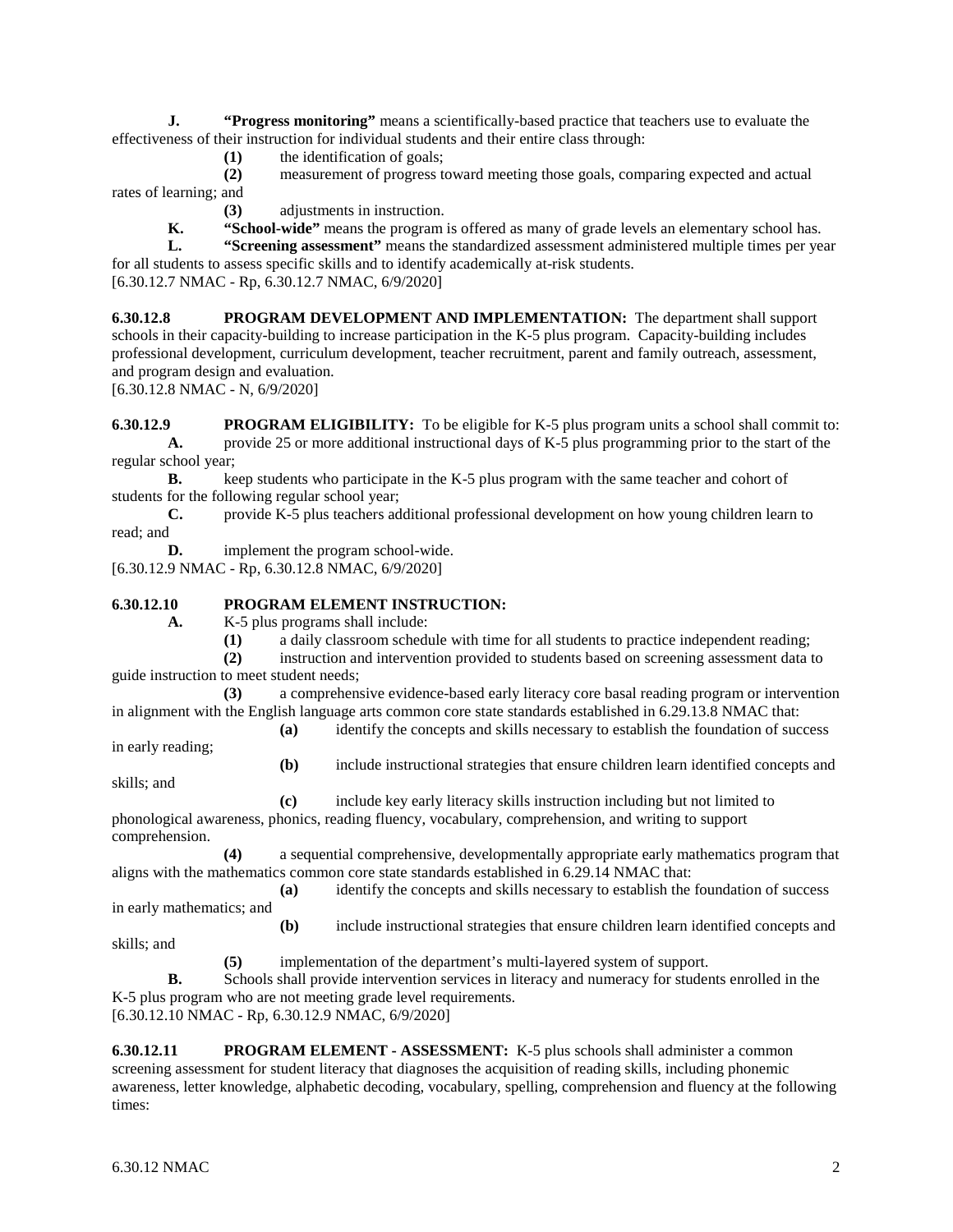**J. "Progress monitoring"** means a scientifically-based practice that teachers use to evaluate the effectiveness of their instruction for individual students and their entire class through:

**(1)** the identification of goals;

**(2)** measurement of progress toward meeting those goals, comparing expected and actual rates of learning; and

**(3)** adjustments in instruction.

**K. "School-wide"** means the program is offered as many of grade levels an elementary school has.

**L. "Screening assessment"** means the standardized assessment administered multiple times per year for all students to assess specific skills and to identify academically at-risk students.

[6.30.12.7 NMAC - Rp, 6.30.12.7 NMAC, 6/9/2020]

**6.30.12.8 PROGRAM DEVELOPMENT AND IMPLEMENTATION:** The department shall support schools in their capacity-building to increase participation in the K-5 plus program. Capacity-building includes professional development, curriculum development, teacher recruitment, parent and family outreach, assessment, and program design and evaluation.

[6.30.12.8 NMAC - N, 6/9/2020]

**6.30.12.9 PROGRAM ELIGIBILITY:** To be eligible for K-5 plus program units a school shall commit to:

**A.** provide 25 or more additional instructional days of K-5 plus programming prior to the start of the regular school year;

**B.** keep students who participate in the K-5 plus program with the same teacher and cohort of students for the following regular school year;

**C.** provide K-5 plus teachers additional professional development on how young children learn to read; and

**D.** implement the program school-wide.

[6.30.12.9 NMAC - Rp, 6.30.12.8 NMAC, 6/9/2020]

**6.30.12.10 PROGRAM ELEMENT INSTRUCTION:**

**A.** K-5 plus programs shall include:

**(1)** a daily classroom schedule with time for all students to practice independent reading;

**(2)** instruction and intervention provided to students based on screening assessment data to guide instruction to meet student needs;

**(3)** a comprehensive evidence-based early literacy core basal reading program or intervention in alignment with the English language arts common core state standards established in 6.29.13.8 NMAC that:

**(a)** identify the concepts and skills necessary to establish the foundation of success in early reading;

**(b)** include instructional strategies that ensure children learn identified concepts and skills; and

**(c)** include key early literacy skills instruction including but not limited to phonological awareness, phonics, reading fluency, vocabulary, comprehension, and writing to support comprehension.

**(4)** a sequential comprehensive, developmentally appropriate early mathematics program that aligns with the mathematics common core state standards established in 6.29.14 NMAC that:

**(a)** identify the concepts and skills necessary to establish the foundation of success in early mathematics; and

**(b)** include instructional strategies that ensure children learn identified concepts and skills; and

**(5)** implementation of the department's multi-layered system of support.

**B.** Schools shall provide intervention services in literacy and numeracy for students enrolled in the K-5 plus program who are not meeting grade level requirements.

[6.30.12.10 NMAC - Rp, 6.30.12.9 NMAC, 6/9/2020]

**6.30.12.11 PROGRAM ELEMENT - ASSESSMENT:** K-5 plus schools shall administer a common screening assessment for student literacy that diagnoses the acquisition of reading skills, including phonemic awareness, letter knowledge, alphabetic decoding, vocabulary, spelling, comprehension and fluency at the following times: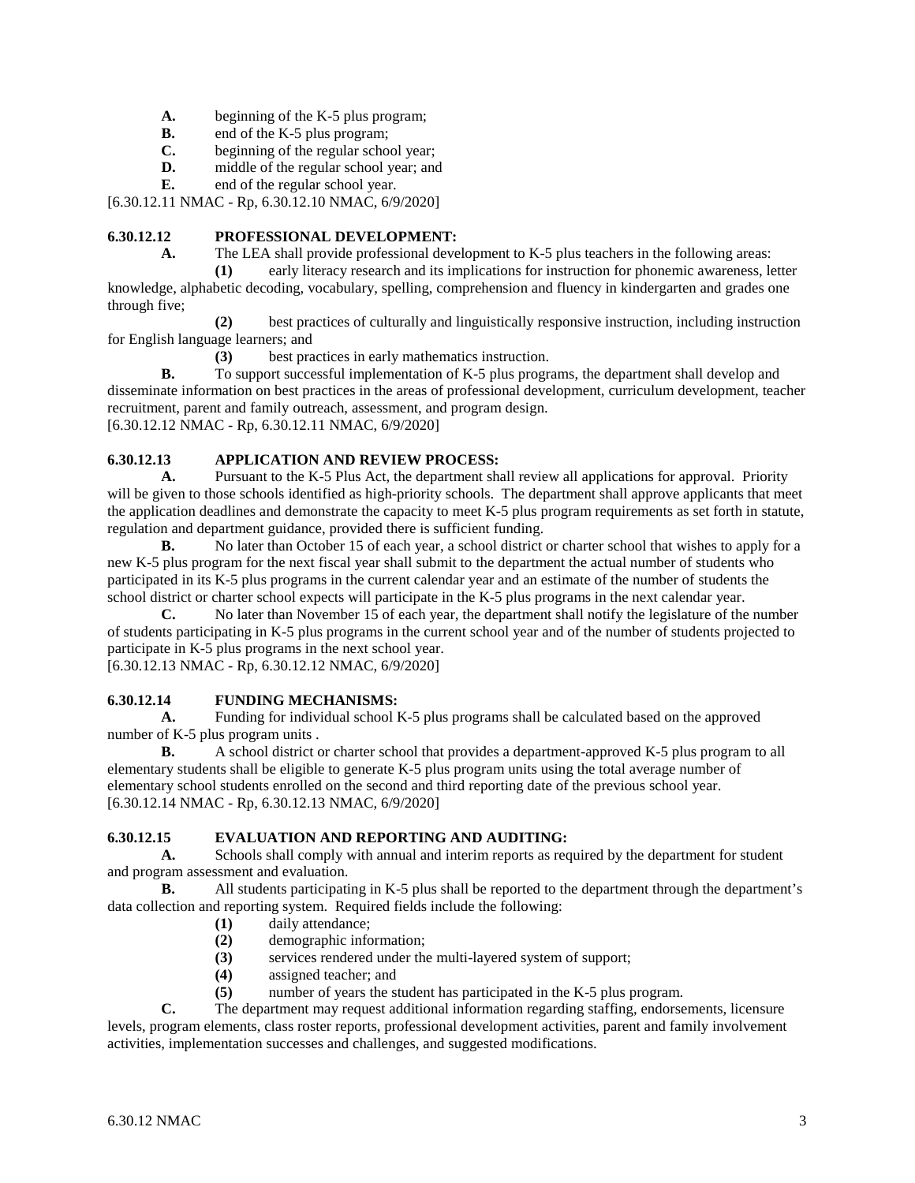**A.** beginning of the K-5 plus program;
**B.** end of the K-5 plus program;
**C.** beginning of the regular school year;
**D.** middle of the regular school year; and
**E.** end of the regular school year.

[6.30.12.11 NMAC - Rp, 6.30.12.10 NMAC, 6/9/2020]

**6.30.12.12 PROFESSIONAL DEVELOPMENT:**

**A.** The LEA shall provide professional development to K-5 plus teachers in the following areas:

**(1)** early literacy research and its implications for instruction for phonemic awareness, letter knowledge, alphabetic decoding, vocabulary, spelling, comprehension and fluency in kindergarten and grades one through five;

**(2)** best practices of culturally and linguistically responsive instruction, including instruction for English language learners; and

**(3)** best practices in early mathematics instruction.

**B.** To support successful implementation of K-5 plus programs, the department shall develop and disseminate information on best practices in the areas of professional development, curriculum development, teacher recruitment, parent and family outreach, assessment, and program design.

[6.30.12.12 NMAC - Rp, 6.30.12.11 NMAC, 6/9/2020]

**6.30.12.13 APPLICATION AND REVIEW PROCESS:**

**A.** Pursuant to the K-5 Plus Act, the department shall review all applications for approval. Priority will be given to those schools identified as high-priority schools. The department shall approve applicants that meet the application deadlines and demonstrate the capacity to meet K-5 plus program requirements as set forth in statute, regulation and department guidance, provided there is sufficient funding.

**B.** No later than October 15 of each year, a school district or charter school that wishes to apply for a new K-5 plus program for the next fiscal year shall submit to the department the actual number of students who participated in its K-5 plus programs in the current calendar year and an estimate of the number of students the school district or charter school expects will participate in the K-5 plus programs in the next calendar year.

**C.** No later than November 15 of each year, the department shall notify the legislature of the number of students participating in K-5 plus programs in the current school year and of the number of students projected to participate in K-5 plus programs in the next school year.

[6.30.12.13 NMAC - Rp, 6.30.12.12 NMAC, 6/9/2020]

**6.30.12.14 FUNDING MECHANISMS:**

**A.** Funding for individual school K-5 plus programs shall be calculated based on the approved number of K-5 plus program units .

**B.** A school district or charter school that provides a department-approved K-5 plus program to all elementary students shall be eligible to generate K-5 plus program units using the total average number of elementary school students enrolled on the second and third reporting date of the previous school year.

[6.30.12.14 NMAC - Rp, 6.30.12.13 NMAC, 6/9/2020]

**6.30.12.15 EVALUATION AND REPORTING AND AUDITING:**

**A.** Schools shall comply with annual and interim reports as required by the department for student and program assessment and evaluation.

**B.** All students participating in K-5 plus shall be reported to the department through the department's data collection and reporting system. Required fields include the following:

**(1)** daily attendance;
**(2)** demographic information;
**(3)** services rendered under the multi-layered system of support;
**(4)** assigned teacher; and
**(5)** number of years the student has participated in the K-5 plus program.

**C.** The department may request additional information regarding staffing, endorsements, licensure levels, program elements, class roster reports, professional development activities, parent and family involvement activities, implementation successes and challenges, and suggested modifications.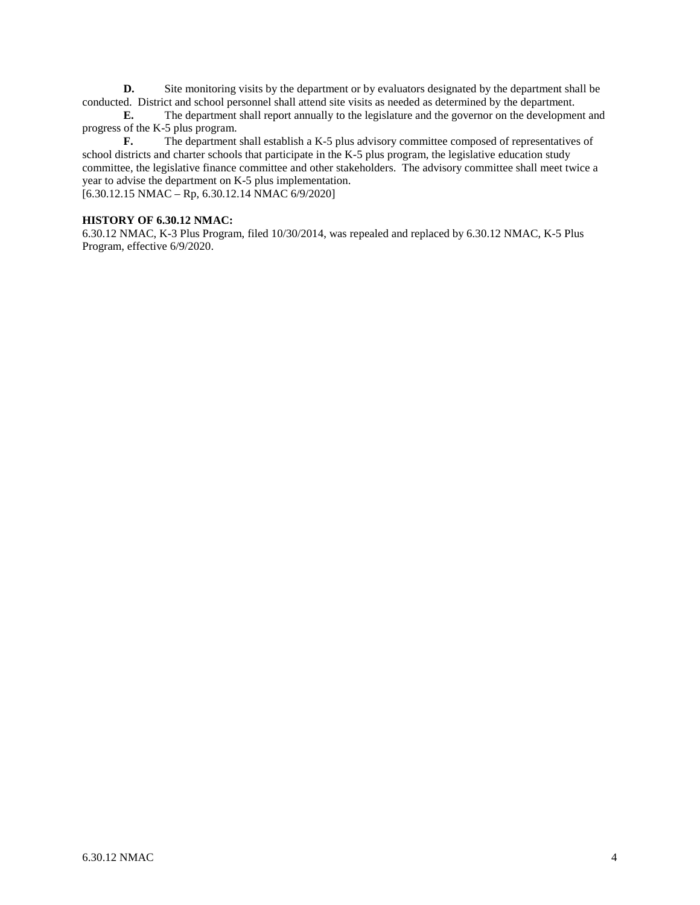**D.** Site monitoring visits by the department or by evaluators designated by the department shall be conducted. District and school personnel shall attend site visits as needed as determined by the department.

**E.** The department shall report annually to the legislature and the governor on the development and progress of the K-5 plus program.

**F.** The department shall establish a K-5 plus advisory committee composed of representatives of school districts and charter schools that participate in the K-5 plus program, the legislative education study committee, the legislative finance committee and other stakeholders. The advisory committee shall meet twice a year to advise the department on K-5 plus implementation.

[6.30.12.15 NMAC – Rp, 6.30.12.14 NMAC 6/9/2020]

**HISTORY OF 6.30.12 NMAC:**

6.30.12 NMAC, K-3 Plus Program, filed 10/30/2014, was repealed and replaced by 6.30.12 NMAC, K-5 Plus Program, effective 6/9/2020.